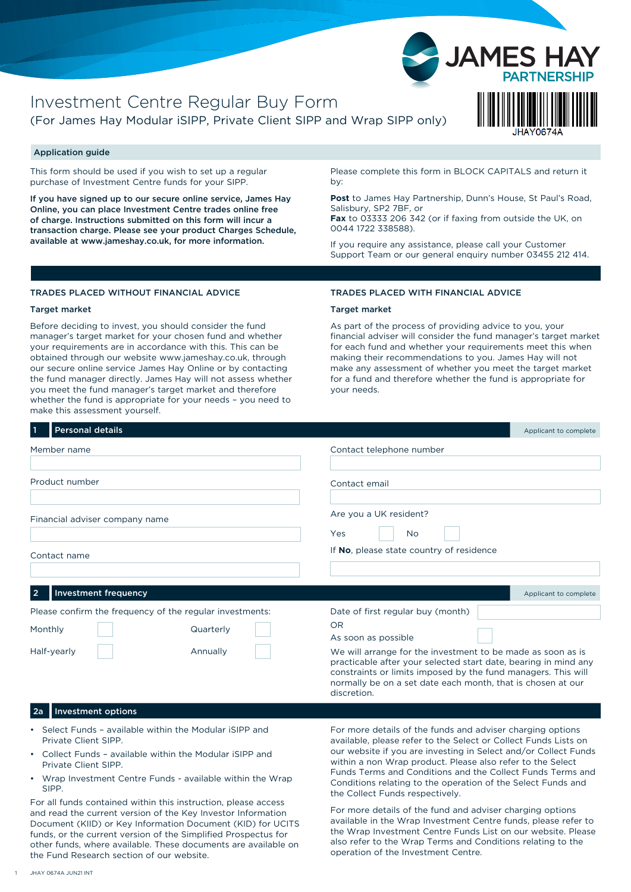# Investment Centre Regular Buy Form

(For James Hay Modular iSIPP, Private Client SIPP and Wrap SIPP only)

JAMES HAY PARTNERSHIP

JHAY0674A

## Application guide

This form should be used if you wish to set up a regular purchase of Investment Centre funds for your SIPP.

**If you have signed up to our secure online service, James Hay Online, you can place Investment Centre trades online free of charge. Instructions submitted on this form will incur a transaction charge. Please see your product Charges Schedule, available at www.jameshay.co.uk, for more information.**

Please complete this form in BLOCK CAPITALS and return it by:

**Post** to James Hay Partnership, Dunn's House, St Paul's Road, Salisbury, SP2 7BF, or
**Fax** to 03333 206 342 (or if faxing from outside the UK, on 0044 1722 338588).

If you require any assistance, please call your Customer Support Team or our general enquiry number 03455 212 414.

### TRADES PLACED WITHOUT FINANCIAL ADVICE

**Target market**

Before deciding to invest, you should consider the fund manager's target market for your chosen fund and whether your requirements are in accordance with this. This can be obtained through our website www.jameshay.co.uk, through our secure online service James Hay Online or by contacting the fund manager directly. James Hay will not assess whether you meet the fund manager's target market and therefore whether the fund is appropriate for your needs – you need to make this assessment yourself.

### TRADES PLACED WITH FINANCIAL ADVICE

**Target market**

As part of the process of providing advice to you, your financial adviser will consider the fund manager's target market for each fund and whether your requirements meet this when making their recommendations to you. James Hay will not make any assessment of whether you meet the target market for a fund and therefore whether the fund is appropriate for your needs.

## 1 Personal details

Applicant to complete

Member name

Product number

Financial adviser company name

Contact name

Contact telephone number

Contact email

Are you a UK resident?

Yes ☐ No ☐

If **No**, please state country of residence

## 2 Investment frequency

Applicant to complete

Please confirm the frequency of the regular investments:

Monthly ☐ Quarterly ☐

Half-yearly ☐ Annually ☐

Date of first regular buy (month)

OR

As soon as possible ☐

We will arrange for the investment to be made as soon as is practicable after your selected start date, bearing in mind any constraints or limits imposed by the fund managers. This will normally be on a set date each month, that is chosen at our discretion.

## 2a Investment options

- Select Funds – available within the Modular iSIPP and Private Client SIPP.
- Collect Funds – available within the Modular iSIPP and Private Client SIPP.
- Wrap Investment Centre Funds - available within the Wrap SIPP.

For all funds contained within this instruction, please access and read the current version of the Key Investor Information Document (KIID) or Key Information Document (KID) for UCITS funds, or the current version of the Simplified Prospectus for other funds, where available. These documents are available on the Fund Research section of our website.

For more details of the funds and adviser charging options available, please refer to the Select or Collect Funds Lists on our website if you are investing in Select and/or Collect Funds within a non Wrap product. Please also refer to the Select Funds Terms and Conditions and the Collect Funds Terms and Conditions relating to the operation of the Select Funds and the Collect Funds respectively.

For more details of the fund and adviser charging options available in the Wrap Investment Centre funds, please refer to the Wrap Investment Centre Funds List on our website. Please also refer to the Wrap Terms and Conditions relating to the operation of the Investment Centre.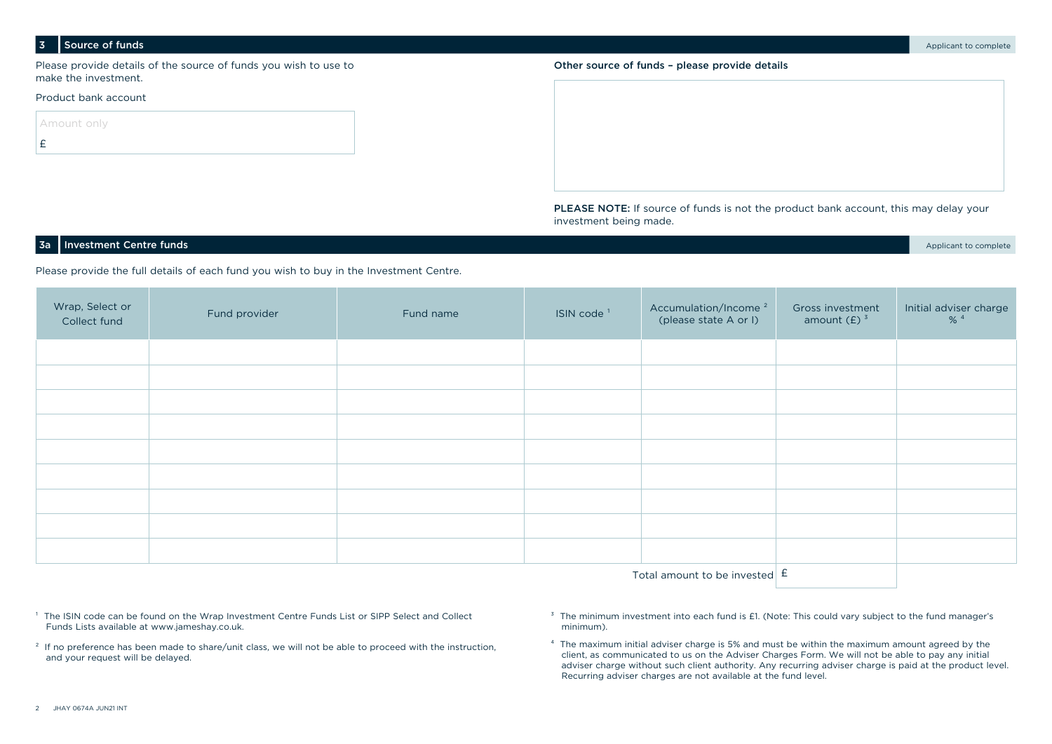## 3 Source of funds

Applicant to complete

Please provide details of the source of funds you wish to use to make the investment.

Product bank account

Amount only

£

**Other source of funds – please provide details**

**PLEASE NOTE:** If source of funds is not the product bank account, this may delay your investment being made.

## 3a Investment Centre funds

Applicant to complete

Please provide the full details of each fund you wish to buy in the Investment Centre.

| Wrap, Select or Collect fund | Fund provider | Fund name | ISIN code [1] | Accumulation/Income [2] (please state A or I) | Gross investment amount (£) [3] | Initial adviser charge % [4] |
|---|---|---|---|---|---|---|
| | | | | | | |
| | | | | | | |
| | | | | | | |
| | | | | | | |
| | | | | | | |
| | | | | | | |
| | | | | | | |
| | | | | | | |
| | | | | | | |
| | | | | Total amount to be invested | £ | |

[1] The ISIN code can be found on the Wrap Investment Centre Funds List or SIPP Select and Collect Funds Lists available at www.jameshay.co.uk.

[2] If no preference has been made to share/unit class, we will not be able to proceed with the instruction, and your request will be delayed.

[3] The minimum investment into each fund is £1. (Note: This could vary subject to the fund manager's minimum).

[4] The maximum initial adviser charge is 5% and must be within the maximum amount agreed by the client, as communicated to us on the Adviser Charges Form. We will not be able to pay any initial adviser charge without such client authority. Any recurring adviser charge is paid at the product level. Recurring adviser charges are not available at the fund level.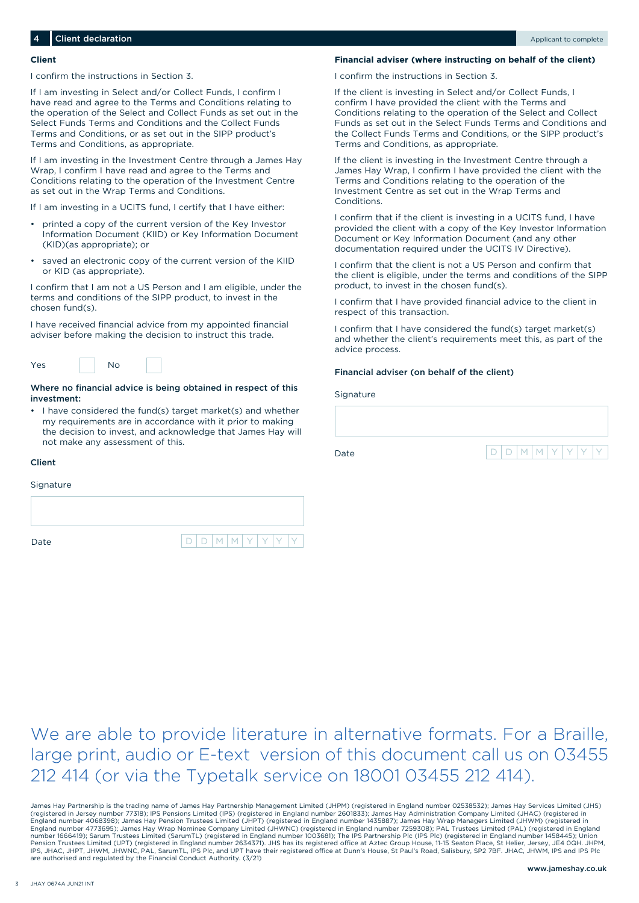## 4 Client declaration

Applicant to complete

**Client**

I confirm the instructions in Section 3.

If I am investing in Select and/or Collect Funds, I confirm I have read and agree to the Terms and Conditions relating to the operation of the Select and Collect Funds as set out in the Select Funds Terms and Conditions and the Collect Funds Terms and Conditions, or as set out in the SIPP product's Terms and Conditions, as appropriate.

If I am investing in the Investment Centre through a James Hay Wrap, I confirm I have read and agree to the Terms and Conditions relating to the operation of the Investment Centre as set out in the Wrap Terms and Conditions.

If I am investing in a UCITS fund, I certify that I have either:

- printed a copy of the current version of the Key Investor Information Document (KIID) or Key Information Document (KID)(as appropriate); or
- saved an electronic copy of the current version of the KIID or KID (as appropriate).

I confirm that I am not a US Person and I am eligible, under the terms and conditions of the SIPP product, to invest in the chosen fund(s).

I have received financial advice from my appointed financial adviser before making the decision to instruct this trade.

Yes ☐ No ☐

**Where no financial advice is being obtained in respect of this investment:**

- I have considered the fund(s) target market(s) and whether my requirements are in accordance with it prior to making the decision to invest, and acknowledge that James Hay will not make any assessment of this.

**Client**

Signature

Date D D M M Y Y Y Y

**Financial adviser (where instructing on behalf of the client)**

I confirm the instructions in Section 3.

If the client is investing in Select and/or Collect Funds, I confirm I have provided the client with the Terms and Conditions relating to the operation of the Select and Collect Funds as set out in the Select Funds Terms and Conditions and the Collect Funds Terms and Conditions, or the SIPP product's Terms and Conditions, as appropriate.

If the client is investing in the Investment Centre through a James Hay Wrap, I confirm I have provided the client with the Terms and Conditions relating to the operation of the Investment Centre as set out in the Wrap Terms and Conditions.

I confirm that if the client is investing in a UCITS fund, I have provided the client with a copy of the Key Investor Information Document or Key Information Document (and any other documentation required under the UCITS IV Directive).

I confirm that the client is not a US Person and confirm that the client is eligible, under the terms and conditions of the SIPP product, to invest in the chosen fund(s).

I confirm that I have provided financial advice to the client in respect of this transaction.

I confirm that I have considered the fund(s) target market(s) and whether the client's requirements meet this, as part of the advice process.

**Financial adviser (on behalf of the client)**

Signature

Date D D M M Y Y Y Y

We are able to provide literature in alternative formats. For a Braille, large print, audio or E-text version of this document call us on 03455 212 414 (or via the Typetalk service on 18001 03455 212 414).

James Hay Partnership is the trading name of James Hay Partnership Management Limited (JHPM) (registered in England number 02538532); James Hay Services Limited (JHS) (registered in Jersey number 77318); IPS Pensions Limited (IPS) (registered in England number 2601833); James Hay Administration Company Limited (JHAC) (registered in England number 4068398); James Hay Pension Trustees Limited (JHPT) (registered in England number 1435887); James Hay Wrap Managers Limited (JHWM) (registered in England number 4773695); James Hay Wrap Nominee Company Limited (JHWNC) (registered in England number 7259308); PAL Trustees Limited (PAL) (registered in England number 1666419); Sarum Trustees Limited (SarumTL) (registered in England number 1003681); The IPS Partnership Plc (IPS Plc) (registered in England number 1458445); Union Pension Trustees Limited (UPT) (registered in England number 2634371). JHS has its registered office at Aztec Group House, 11-15 Seaton Place, St Helier, Jersey, JE4 0QH. JHPM, IPS, JHAC, JHPT, JHWM, JHWNC, PAL, SarumTL, IPS Plc, and UPT have their registered office at Dunn's House, St Paul's Road, Salisbury, SP2 7BF. JHAC, JHWM, IPS and IPS Plc are authorised and regulated by the Financial Conduct Authority. (3/21)

www.jameshay.co.uk

JHAY 0674A JUN21 INT